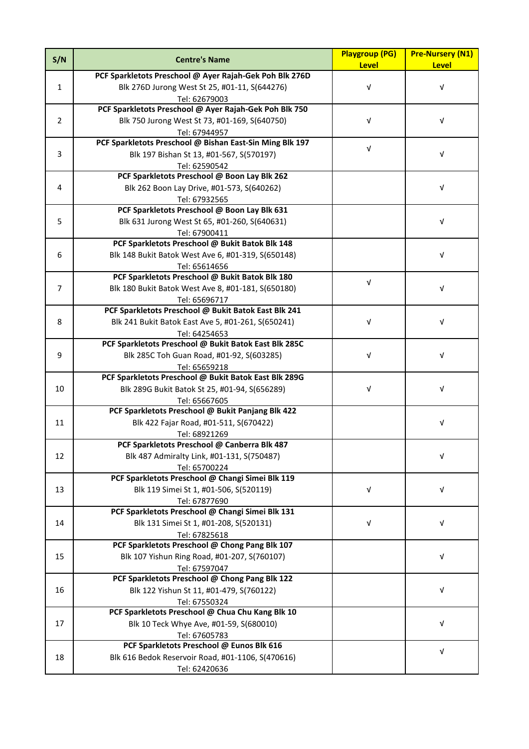| S/N | Centre's Name | Playgroup (PG) Level | Pre-Nursery (N1) Level |
|---|---|---|---|
| 1 | **PCF Sparkletots Preschool @ Ayer Rajah-Gek Poh Blk 276D**<br>Blk 276D Jurong West St 25, #01-11, S(644276)<br>Tel: 62679003 | √ | √ |
| 2 | **PCF Sparkletots Preschool @ Ayer Rajah-Gek Poh Blk 750**<br>Blk 750 Jurong West St 73, #01-169, S(640750)<br>Tel: 67944957 | √ | √ |
| 3 | **PCF Sparkletots Preschool @ Bishan East-Sin Ming Blk 197**<br>Blk 197 Bishan St 13, #01-567, S(570197)<br>Tel: 62590542 | √ | √ |
| 4 | **PCF Sparkletots Preschool @ Boon Lay Blk 262**<br>Blk 262 Boon Lay Drive, #01-573, S(640262)<br>Tel: 67932565 | | √ |
| 5 | **PCF Sparkletots Preschool @ Boon Lay Blk 631**<br>Blk 631 Jurong West St 65, #01-260, S(640631)<br>Tel: 67900411 | | √ |
| 6 | **PCF Sparkletots Preschool @ Bukit Batok Blk 148**<br>Blk 148 Bukit Batok West Ave 6, #01-319, S(650148)<br>Tel: 65614656 | | √ |
| 7 | **PCF Sparkletots Preschool @ Bukit Batok Blk 180**<br>Blk 180 Bukit Batok West Ave 8, #01-181, S(650180)<br>Tel: 65696717 | √ | √ |
| 8 | **PCF Sparkletots Preschool @ Bukit Batok East Blk 241**<br>Blk 241 Bukit Batok East Ave 5, #01-261, S(650241)<br>Tel: 64254653 | √ | √ |
| 9 | **PCF Sparkletots Preschool @ Bukit Batok East Blk 285C**<br>Blk 285C Toh Guan Road, #01-92, S(603285)<br>Tel: 65659218 | √ | √ |
| 10 | **PCF Sparkletots Preschool @ Bukit Batok East Blk 289G**<br>Blk 289G Bukit Batok St 25, #01-94, S(656289)<br>Tel: 65667605 | √ | √ |
| 11 | **PCF Sparkletots Preschool @ Bukit Panjang Blk 422**<br>Blk 422 Fajar Road, #01-511, S(670422)<br>Tel: 68921269 | | √ |
| 12 | **PCF Sparkletots Preschool @ Canberra Blk 487**<br>Blk 487 Admiralty Link, #01-131, S(750487)<br>Tel: 65700224 | | √ |
| 13 | **PCF Sparkletots Preschool @ Changi Simei Blk 119**<br>Blk 119 Simei St 1, #01-506, S(520119)<br>Tel: 67877690 | √ | √ |
| 14 | **PCF Sparkletots Preschool @ Changi Simei Blk 131**<br>Blk 131 Simei St 1, #01-208, S(520131)<br>Tel: 67825618 | √ | √ |
| 15 | **PCF Sparkletots Preschool @ Chong Pang Blk 107**<br>Blk 107 Yishun Ring Road, #01-207, S(760107)<br>Tel: 67597047 | | √ |
| 16 | **PCF Sparkletots Preschool @ Chong Pang Blk 122**<br>Blk 122 Yishun St 11, #01-479, S(760122)<br>Tel: 67550324 | | √ |
| 17 | **PCF Sparkletots Preschool @ Chua Chu Kang Blk 10**<br>Blk 10 Teck Whye Ave, #01-59, S(680010)<br>Tel: 67605783 | | √ |
| 18 | **PCF Sparkletots Preschool @ Eunos Blk 616**<br>Blk 616 Bedok Reservoir Road, #01-1106, S(470616)<br>Tel: 62420636 | | √ |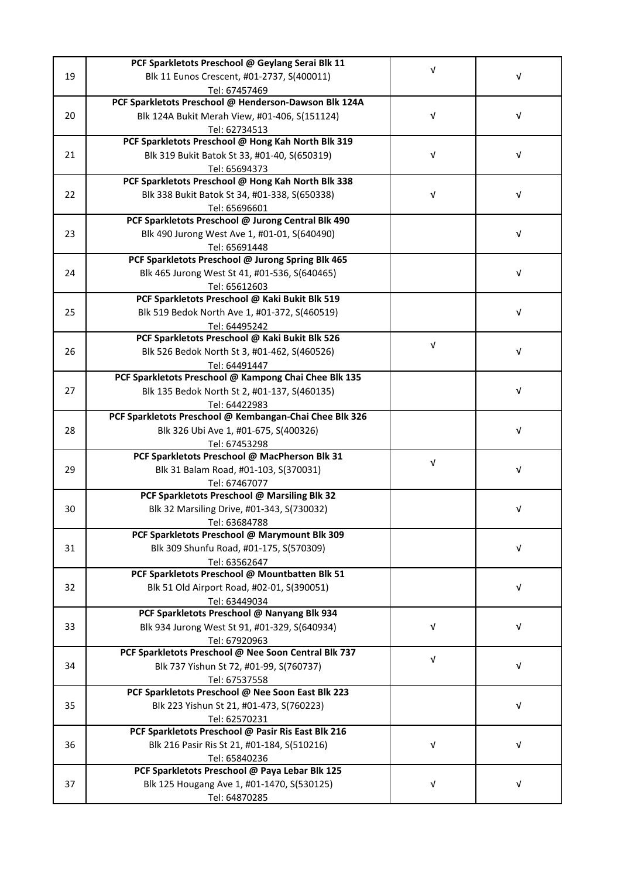| | | | |
|---|---|---|---|
| 19 | **PCF Sparkletots Preschool @ Geylang Serai Blk 11**<br>Blk 11 Eunos Crescent, #01-2737, S(400011)<br>Tel: 67457469 | √ | √ |
| 20 | **PCF Sparkletots Preschool @ Henderson-Dawson Blk 124A**<br>Blk 124A Bukit Merah View, #01-406, S(151124)<br>Tel: 62734513 | √ | √ |
| 21 | **PCF Sparkletots Preschool @ Hong Kah North Blk 319**<br>Blk 319 Bukit Batok St 33, #01-40, S(650319)<br>Tel: 65694373 | √ | √ |
| 22 | **PCF Sparkletots Preschool @ Hong Kah North Blk 338**<br>Blk 338 Bukit Batok St 34, #01-338, S(650338)<br>Tel: 65696601 | √ | √ |
| 23 | **PCF Sparkletots Preschool @ Jurong Central Blk 490**<br>Blk 490 Jurong West Ave 1, #01-01, S(640490)<br>Tel: 65691448 | | √ |
| 24 | **PCF Sparkletots Preschool @ Jurong Spring Blk 465**<br>Blk 465 Jurong West St 41, #01-536, S(640465)<br>Tel: 65612603 | | √ |
| 25 | **PCF Sparkletots Preschool @ Kaki Bukit Blk 519**<br>Blk 519 Bedok North Ave 1, #01-372, S(460519)<br>Tel: 64495242 | | √ |
| 26 | **PCF Sparkletots Preschool @ Kaki Bukit Blk 526**<br>Blk 526 Bedok North St 3, #01-462, S(460526)<br>Tel: 64491447 | √ | √ |
| 27 | **PCF Sparkletots Preschool @ Kampong Chai Chee Blk 135**<br>Blk 135 Bedok North St 2, #01-137, S(460135)<br>Tel: 64422983 | | √ |
| 28 | **PCF Sparkletots Preschool @ Kembangan-Chai Chee Blk 326**<br>Blk 326 Ubi Ave 1, #01-675, S(400326)<br>Tel: 67453298 | | √ |
| 29 | **PCF Sparkletots Preschool @ MacPherson Blk 31**<br>Blk 31 Balam Road, #01-103, S(370031)<br>Tel: 67467077 | √ | √ |
| 30 | **PCF Sparkletots Preschool @ Marsiling Blk 32**<br>Blk 32 Marsiling Drive, #01-343, S(730032)<br>Tel: 63684788 | | √ |
| 31 | **PCF Sparkletots Preschool @ Marymount Blk 309**<br>Blk 309 Shunfu Road, #01-175, S(570309)<br>Tel: 63562647 | | √ |
| 32 | **PCF Sparkletots Preschool @ Mountbatten Blk 51**<br>Blk 51 Old Airport Road, #02-01, S(390051)<br>Tel: 63449034 | | √ |
| 33 | **PCF Sparkletots Preschool @ Nanyang Blk 934**<br>Blk 934 Jurong West St 91, #01-329, S(640934)<br>Tel: 67920963 | √ | √ |
| 34 | **PCF Sparkletots Preschool @ Nee Soon Central Blk 737**<br>Blk 737 Yishun St 72, #01-99, S(760737)<br>Tel: 67537558 | √ | √ |
| 35 | **PCF Sparkletots Preschool @ Nee Soon East Blk 223**<br>Blk 223 Yishun St 21, #01-473, S(760223)<br>Tel: 62570231 | | √ |
| 36 | **PCF Sparkletots Preschool @ Pasir Ris East Blk 216**<br>Blk 216 Pasir Ris St 21, #01-184, S(510216)<br>Tel: 65840236 | √ | √ |
| 37 | **PCF Sparkletots Preschool @ Paya Lebar Blk 125**<br>Blk 125 Hougang Ave 1, #01-1470, S(530125)<br>Tel: 64870285 | √ | √ |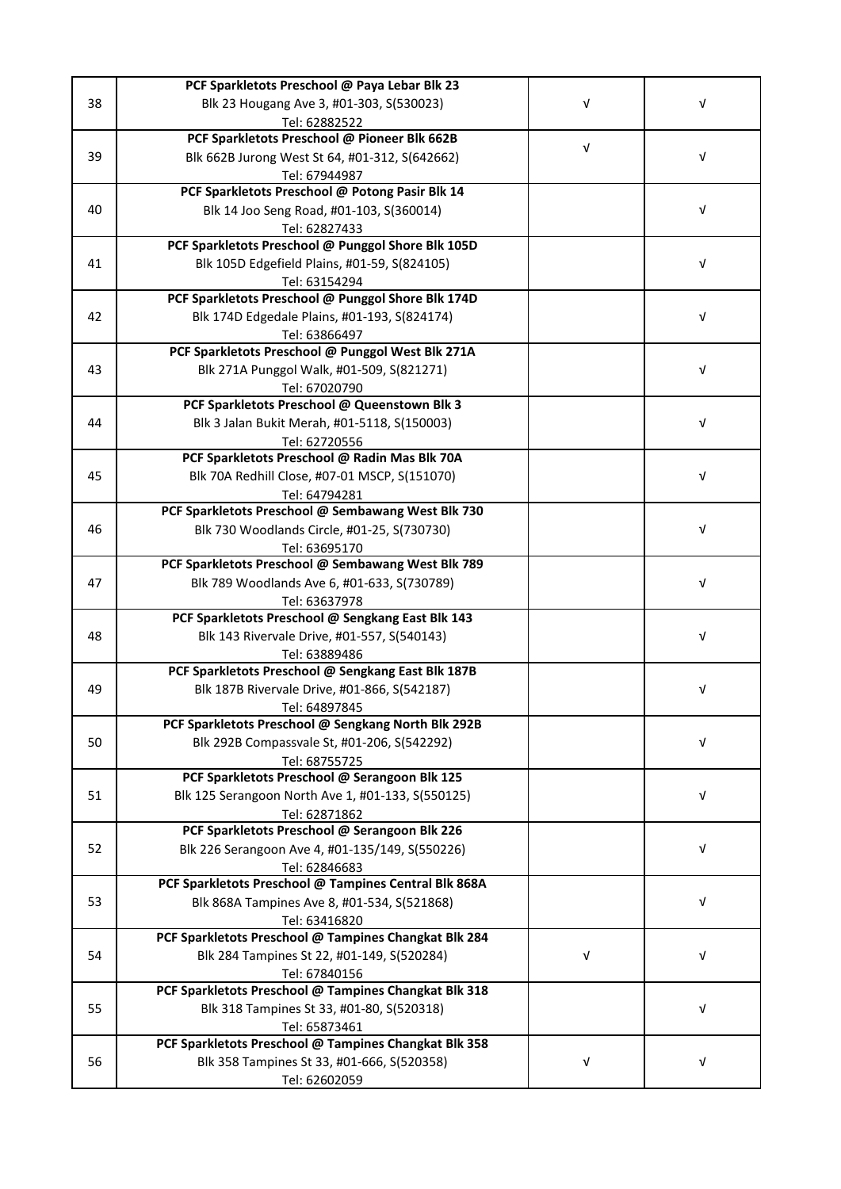| | | | |
|---|---|---|---|
| 38 | **PCF Sparkletots Preschool @ Paya Lebar Blk 23**<br>Blk 23 Hougang Ave 3, #01-303, S(530023)<br>Tel: 62882522 | √ | √ |
| 39 | **PCF Sparkletots Preschool @ Pioneer Blk 662B**<br>Blk 662B Jurong West St 64, #01-312, S(642662)<br>Tel: 67944987 | √ | √ |
| 40 | **PCF Sparkletots Preschool @ Potong Pasir Blk 14**<br>Blk 14 Joo Seng Road, #01-103, S(360014)<br>Tel: 62827433 | | √ |
| 41 | **PCF Sparkletots Preschool @ Punggol Shore Blk 105D**<br>Blk 105D Edgefield Plains, #01-59, S(824105)<br>Tel: 63154294 | | √ |
| 42 | **PCF Sparkletots Preschool @ Punggol Shore Blk 174D**<br>Blk 174D Edgedale Plains, #01-193, S(824174)<br>Tel: 63866497 | | √ |
| 43 | **PCF Sparkletots Preschool @ Punggol West Blk 271A**<br>Blk 271A Punggol Walk, #01-509, S(821271)<br>Tel: 67020790 | | √ |
| 44 | **PCF Sparkletots Preschool @ Queenstown Blk 3**<br>Blk 3 Jalan Bukit Merah, #01-5118, S(150003)<br>Tel: 62720556 | | √ |
| 45 | **PCF Sparkletots Preschool @ Radin Mas Blk 70A**<br>Blk 70A Redhill Close, #07-01 MSCP, S(151070)<br>Tel: 64794281 | | √ |
| 46 | **PCF Sparkletots Preschool @ Sembawang West Blk 730**<br>Blk 730 Woodlands Circle, #01-25, S(730730)<br>Tel: 63695170 | | √ |
| 47 | **PCF Sparkletots Preschool @ Sembawang West Blk 789**<br>Blk 789 Woodlands Ave 6, #01-633, S(730789)<br>Tel: 63637978 | | √ |
| 48 | **PCF Sparkletots Preschool @ Sengkang East Blk 143**<br>Blk 143 Rivervale Drive, #01-557, S(540143)<br>Tel: 63889486 | | √ |
| 49 | **PCF Sparkletots Preschool @ Sengkang East Blk 187B**<br>Blk 187B Rivervale Drive, #01-866, S(542187)<br>Tel: 64897845 | | √ |
| 50 | **PCF Sparkletots Preschool @ Sengkang North Blk 292B**<br>Blk 292B Compassvale St, #01-206, S(542292)<br>Tel: 68755725 | | √ |
| 51 | **PCF Sparkletots Preschool @ Serangoon Blk 125**<br>Blk 125 Serangoon North Ave 1, #01-133, S(550125)<br>Tel: 62871862 | | √ |
| 52 | **PCF Sparkletots Preschool @ Serangoon Blk 226**<br>Blk 226 Serangoon Ave 4, #01-135/149, S(550226)<br>Tel: 62846683 | | √ |
| 53 | **PCF Sparkletots Preschool @ Tampines Central Blk 868A**<br>Blk 868A Tampines Ave 8, #01-534, S(521868)<br>Tel: 63416820 | | √ |
| 54 | **PCF Sparkletots Preschool @ Tampines Changkat Blk 284**<br>Blk 284 Tampines St 22, #01-149, S(520284)<br>Tel: 67840156 | √ | √ |
| 55 | **PCF Sparkletots Preschool @ Tampines Changkat Blk 318**<br>Blk 318 Tampines St 33, #01-80, S(520318)<br>Tel: 65873461 | | √ |
| 56 | **PCF Sparkletots Preschool @ Tampines Changkat Blk 358**<br>Blk 358 Tampines St 33, #01-666, S(520358)<br>Tel: 62602059 | √ | √ |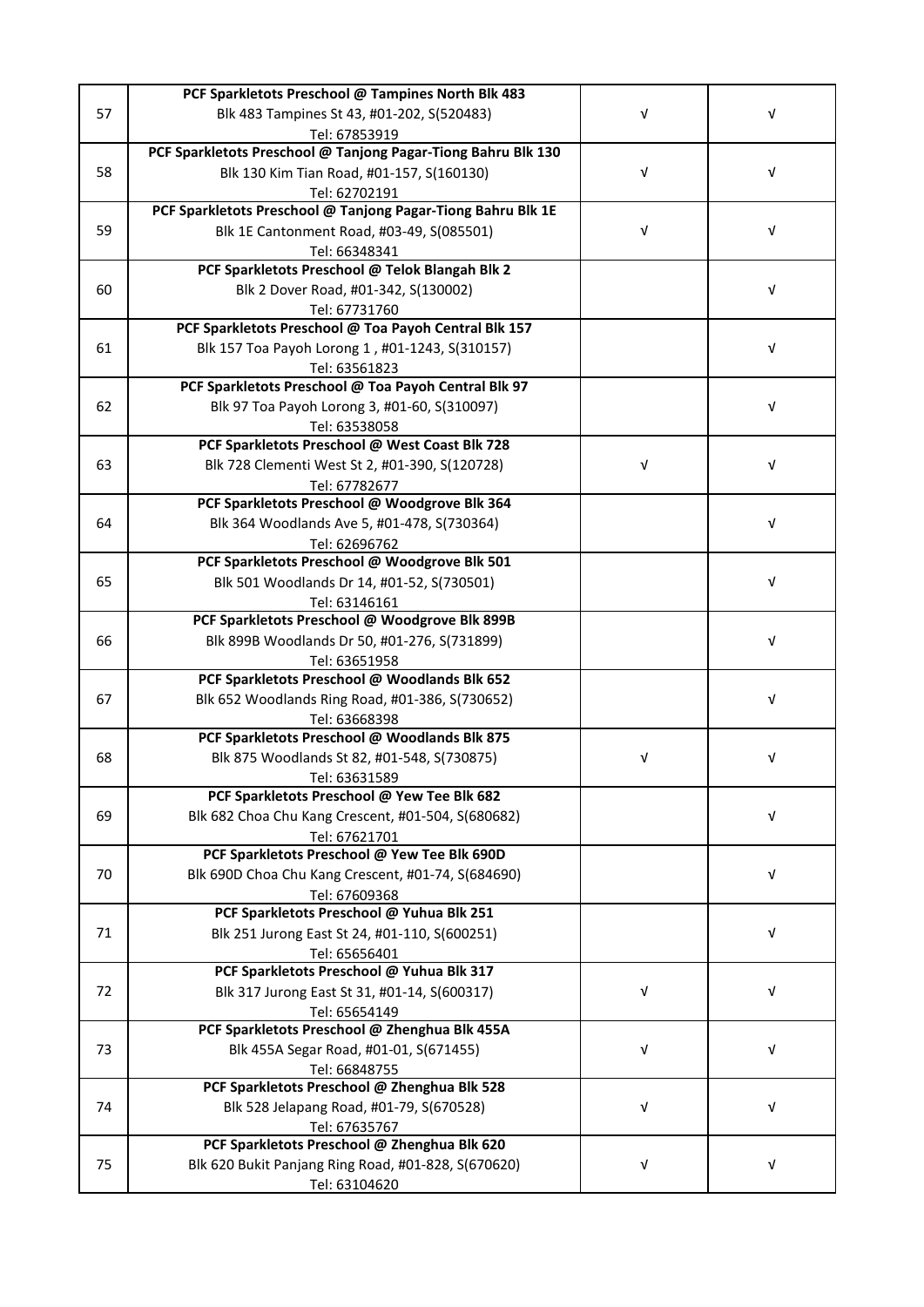| | | | |
|---|---|---|---|
| 57 | **PCF Sparkletots Preschool @ Tampines North Blk 483**<br>Blk 483 Tampines St 43, #01-202, S(520483)<br>Tel: 67853919 | √ | √ |
| 58 | **PCF Sparkletots Preschool @ Tanjong Pagar-Tiong Bahru Blk 130**<br>Blk 130 Kim Tian Road, #01-157, S(160130)<br>Tel: 62702191 | √ | √ |
| 59 | **PCF Sparkletots Preschool @ Tanjong Pagar-Tiong Bahru Blk 1E**<br>Blk 1E Cantonment Road, #03-49, S(085501)<br>Tel: 66348341 | √ | √ |
| 60 | **PCF Sparkletots Preschool @ Telok Blangah Blk 2**<br>Blk 2 Dover Road, #01-342, S(130002)<br>Tel: 67731760 | | √ |
| 61 | **PCF Sparkletots Preschool @ Toa Payoh Central Blk 157**<br>Blk 157 Toa Payoh Lorong 1 , #01-1243, S(310157)<br>Tel: 63561823 | | √ |
| 62 | **PCF Sparkletots Preschool @ Toa Payoh Central Blk 97**<br>Blk 97 Toa Payoh Lorong 3, #01-60, S(310097)<br>Tel: 63538058 | | √ |
| 63 | **PCF Sparkletots Preschool @ West Coast Blk 728**<br>Blk 728 Clementi West St 2, #01-390, S(120728)<br>Tel: 67782677 | √ | √ |
| 64 | **PCF Sparkletots Preschool @ Woodgrove Blk 364**<br>Blk 364 Woodlands Ave 5, #01-478, S(730364)<br>Tel: 62696762 | | √ |
| 65 | **PCF Sparkletots Preschool @ Woodgrove Blk 501**<br>Blk 501 Woodlands Dr 14, #01-52, S(730501)<br>Tel: 63146161 | | √ |
| 66 | **PCF Sparkletots Preschool @ Woodgrove Blk 899B**<br>Blk 899B Woodlands Dr 50, #01-276, S(731899)<br>Tel: 63651958 | | √ |
| 67 | **PCF Sparkletots Preschool @ Woodlands Blk 652**<br>Blk 652 Woodlands Ring Road, #01-386, S(730652)<br>Tel: 63668398 | | √ |
| 68 | **PCF Sparkletots Preschool @ Woodlands Blk 875**<br>Blk 875 Woodlands St 82, #01-548, S(730875)<br>Tel: 63631589 | √ | √ |
| 69 | **PCF Sparkletots Preschool @ Yew Tee Blk 682**<br>Blk 682 Choa Chu Kang Crescent, #01-504, S(680682)<br>Tel: 67621701 | | √ |
| 70 | **PCF Sparkletots Preschool @ Yew Tee Blk 690D**<br>Blk 690D Choa Chu Kang Crescent, #01-74, S(684690)<br>Tel: 67609368 | | √ |
| 71 | **PCF Sparkletots Preschool @ Yuhua Blk 251**<br>Blk 251 Jurong East St 24, #01-110, S(600251)<br>Tel: 65656401 | | √ |
| 72 | **PCF Sparkletots Preschool @ Yuhua Blk 317**<br>Blk 317 Jurong East St 31, #01-14, S(600317)<br>Tel: 65654149 | √ | √ |
| 73 | **PCF Sparkletots Preschool @ Zhenghua Blk 455A**<br>Blk 455A Segar Road, #01-01, S(671455)<br>Tel: 66848755 | √ | √ |
| 74 | **PCF Sparkletots Preschool @ Zhenghua Blk 528**<br>Blk 528 Jelapang Road, #01-79, S(670528)<br>Tel: 67635767 | √ | √ |
| 75 | **PCF Sparkletots Preschool @ Zhenghua Blk 620**<br>Blk 620 Bukit Panjang Ring Road, #01-828, S(670620)<br>Tel: 63104620 | √ | √ |